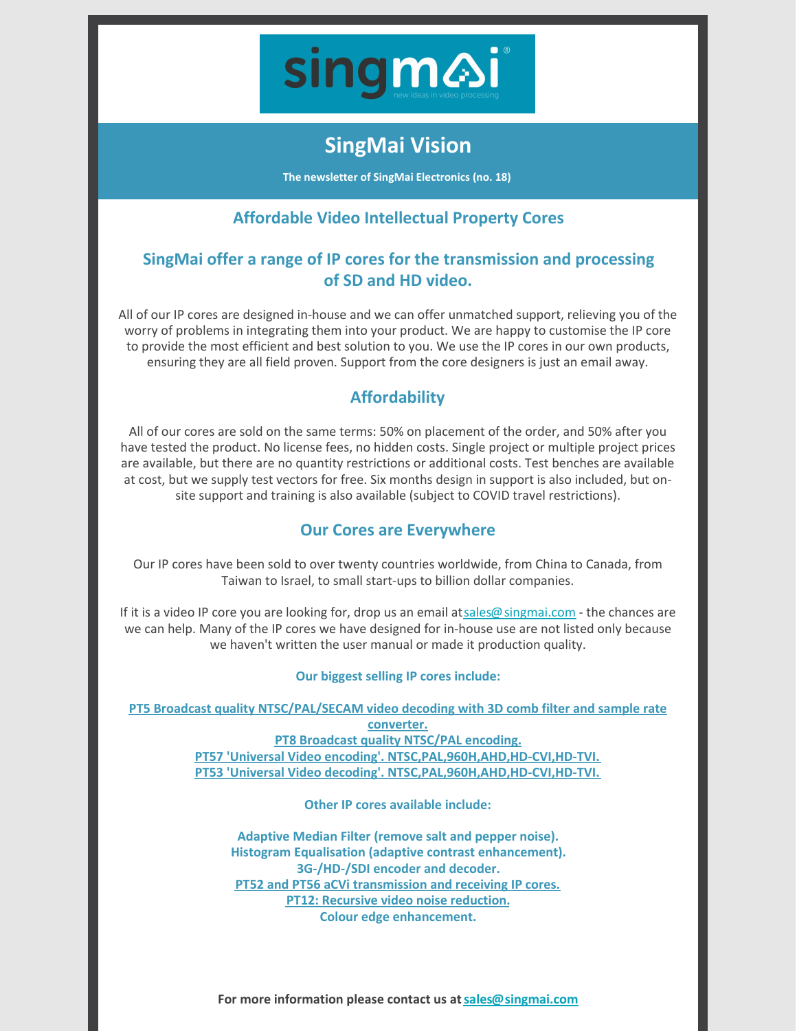# SingMai Vision

**The newsletter of SingMai Electronics (no. 18)**

## Affordable Video Intellectual Property Cores

## SingMai offer a range of IP cores for the transmission and processing of SD and HD video.

All of our IP cores are designed in-house and we can offer unmatched support, relieving you of the worry of problems in integrating them into your product. We are happy to customise the IP core to provide the most efficient and best solution to you. We use the IP cores in our own products, ensuring they are all field proven. Support from the core designers is just an email away.

## Affordability

All of our cores are sold on the same terms: 50% on placement of the order, and 50% after you have tested the product. No license fees, no hidden costs. Single project or multiple project prices are available, but there are no quantity restrictions or additional costs. Test benches are available at cost, but we supply test vectors for free. Six months design in support is also included, but on-site support and training is also available (subject to COVID travel restrictions).

## Our Cores are Everywhere

Our IP cores have been sold to over twenty countries worldwide, from China to Canada, from Taiwan to Israel, to small start-ups to billion dollar companies.

If it is a video IP core you are looking for, drop us an email at sales@singmai.com - the chances are we can help. Many of the IP cores we have designed for in-house use are not listed only because we haven't written the user manual or made it production quality.

**Our biggest selling IP cores include:**

**PT5 Broadcast quality NTSC/PAL/SECAM video decoding with 3D comb filter and sample rate converter.**
**PT8 Broadcast quality NTSC/PAL encoding.**
**PT57 'Universal Video encoding'. NTSC,PAL,960H,AHD,HD-CVI,HD-TVI.**
**PT53 'Universal Video decoding'. NTSC,PAL,960H,AHD,HD-CVI,HD-TVI.**

**Other IP cores available include:**

**Adaptive Median Filter (remove salt and pepper noise).**
**Histogram Equalisation (adaptive contrast enhancement).**
**3G-/HD-/SDI encoder and decoder.**
**PT52 and PT56 aCVi transmission and receiving IP cores.**
**PT12: Recursive video noise reduction.**
**Colour edge enhancement.**

**For more information please contact us at sales@singmai.com**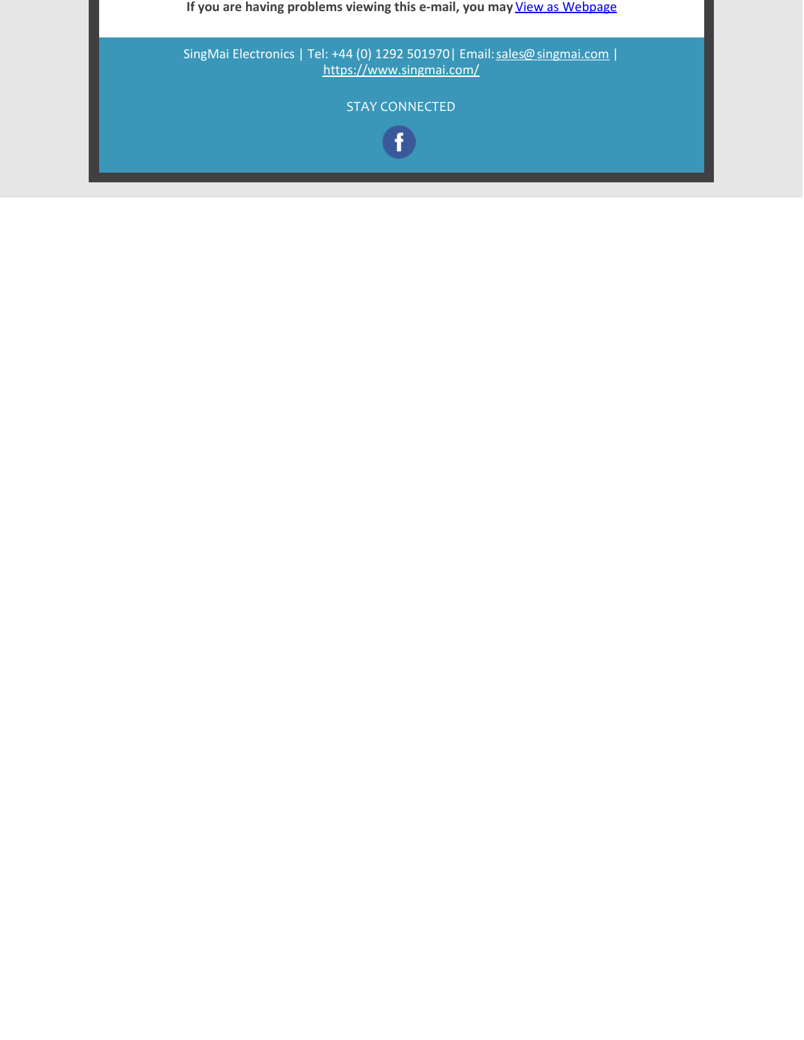**If you are having problems viewing this e-mail, you may** View as Webpage

SingMai Electronics | Tel: +44 (0) 1292 501970| Email: sales@singmai.com | https://www.singmai.com/

STAY CONNECTED